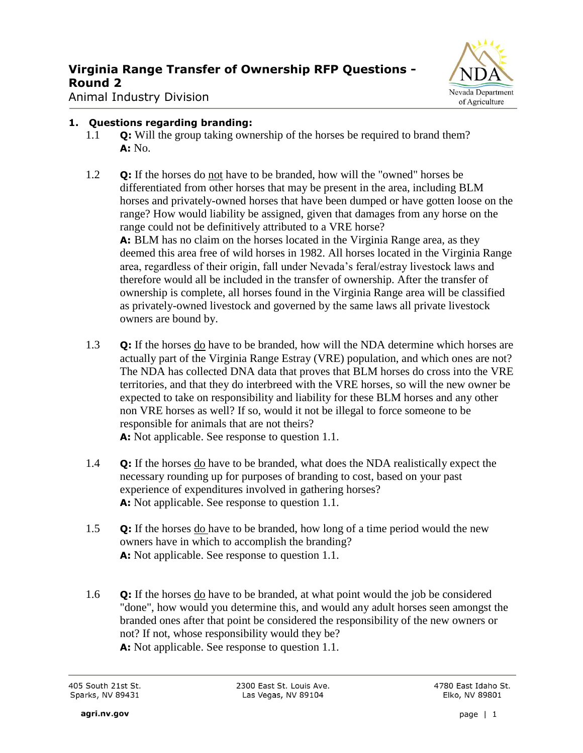# Virginia Range Transfer of Ownership RFP Questions - Round 2

Animal Industry Division

## 1. Questions regarding branding:

1.1 **Q:** Will the group taking ownership of the horses be required to brand them?
**A:** No.

1.2 **Q:** If the horses do not have to be branded, how will the "owned" horses be differentiated from other horses that may be present in the area, including BLM horses and privately-owned horses that have been dumped or have gotten loose on the range? How would liability be assigned, given that damages from any horse on the range could not be definitively attributed to a VRE horse?
**A:** BLM has no claim on the horses located in the Virginia Range area, as they deemed this area free of wild horses in 1982. All horses located in the Virginia Range area, regardless of their origin, fall under Nevada's feral/estray livestock laws and therefore would all be included in the transfer of ownership. After the transfer of ownership is complete, all horses found in the Virginia Range area will be classified as privately-owned livestock and governed by the same laws all private livestock owners are bound by.

1.3 **Q:** If the horses do have to be branded, how will the NDA determine which horses are actually part of the Virginia Range Estray (VRE) population, and which ones are not? The NDA has collected DNA data that proves that BLM horses do cross into the VRE territories, and that they do interbreed with the VRE horses, so will the new owner be expected to take on responsibility and liability for these BLM horses and any other non VRE horses as well? If so, would it not be illegal to force someone to be responsible for animals that are not theirs?
**A:** Not applicable. See response to question 1.1.

1.4 **Q:** If the horses do have to be branded, what does the NDA realistically expect the necessary rounding up for purposes of branding to cost, based on your past experience of expenditures involved in gathering horses?
**A:** Not applicable. See response to question 1.1.

1.5 **Q:** If the horses do have to be branded, how long of a time period would the new owners have in which to accomplish the branding?
**A:** Not applicable. See response to question 1.1.

1.6 **Q:** If the horses do have to be branded, at what point would the job be considered "done", how would you determine this, and would any adult horses seen amongst the branded ones after that point be considered the responsibility of the new owners or not? If not, whose responsibility would they be?
**A:** Not applicable. See response to question 1.1.

405 South 21st St.
Sparks, NV 89431

2300 East St. Louis Ave.
Las Vegas, NV 89104

4780 East Idaho St.
Elko, NV 89801

agri.nv.gov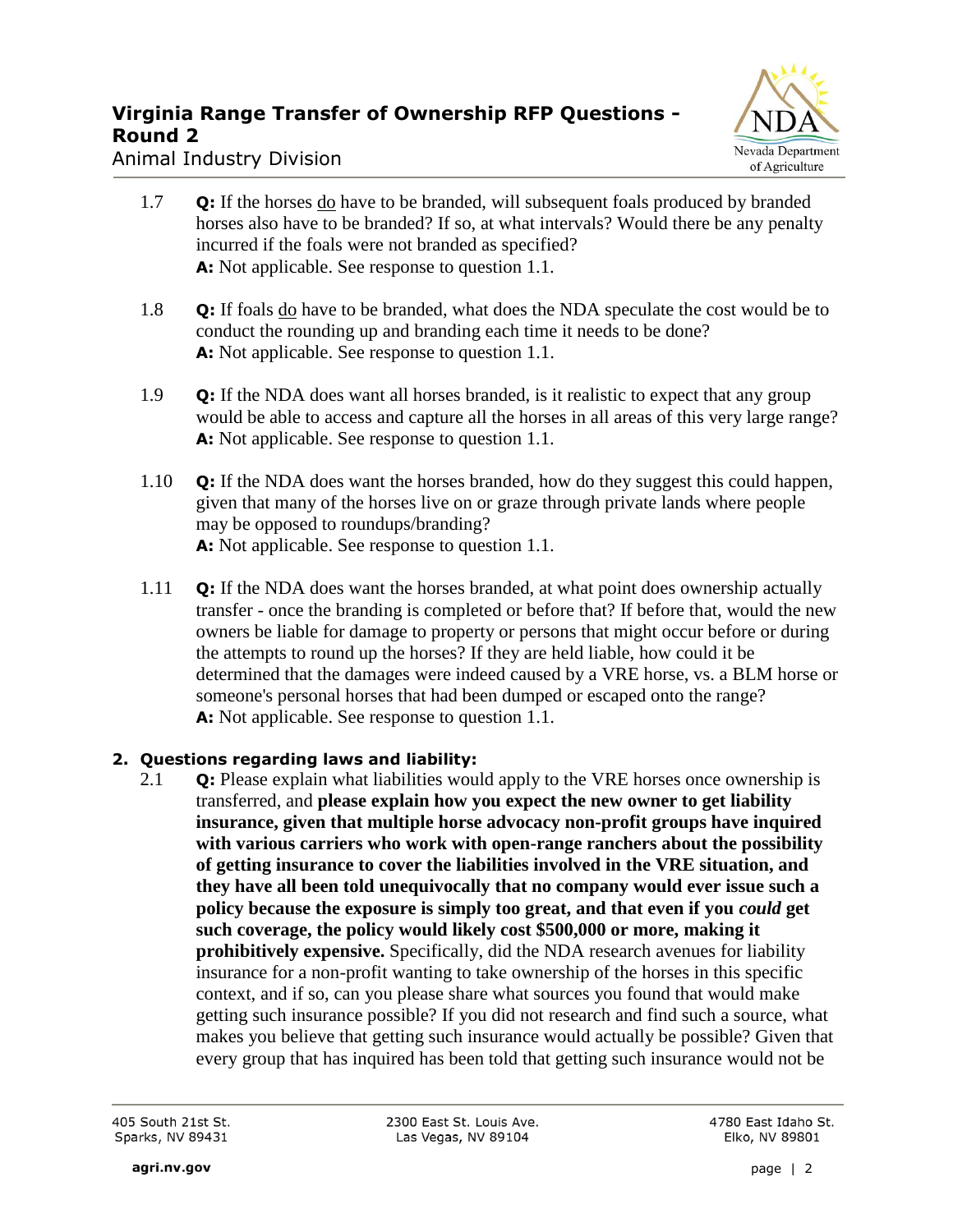1.7 **Q:** If the horses do have to be branded, will subsequent foals produced by branded horses also have to be branded? If so, at what intervals? Would there be any penalty incurred if the foals were not branded as specified?
**A:** Not applicable. See response to question 1.1.

1.8 **Q:** If foals do have to be branded, what does the NDA speculate the cost would be to conduct the rounding up and branding each time it needs to be done?
**A:** Not applicable. See response to question 1.1.

1.9 **Q:** If the NDA does want all horses branded, is it realistic to expect that any group would be able to access and capture all the horses in all areas of this very large range?
**A:** Not applicable. See response to question 1.1.

1.10 **Q:** If the NDA does want the horses branded, how do they suggest this could happen, given that many of the horses live on or graze through private lands where people may be opposed to roundups/branding?
**A:** Not applicable. See response to question 1.1.

1.11 **Q:** If the NDA does want the horses branded, at what point does ownership actually transfer - once the branding is completed or before that? If before that, would the new owners be liable for damage to property or persons that might occur before or during the attempts to round up the horses? If they are held liable, how could it be determined that the damages were indeed caused by a VRE horse, vs. a BLM horse or someone's personal horses that had been dumped or escaped onto the range?
**A:** Not applicable. See response to question 1.1.

## 2. Questions regarding laws and liability:

2.1 **Q:** Please explain what liabilities would apply to the VRE horses once ownership is transferred, and **please explain how you expect the new owner to get liability insurance, given that multiple horse advocacy non-profit groups have inquired with various carriers who work with open-range ranchers about the possibility of getting insurance to cover the liabilities involved in the VRE situation, and they have all been told unequivocally that no company would ever issue such a policy because the exposure is simply too great, and that even if you *could* get such coverage, the policy would likely cost $500,000 or more, making it prohibitively expensive.** Specifically, did the NDA research avenues for liability insurance for a non-profit wanting to take ownership of the horses in this specific context, and if so, can you please share what sources you found that would make getting such insurance possible? If you did not research and find such a source, what makes you believe that getting such insurance would actually be possible? Given that every group that has inquired has been told that getting such insurance would not be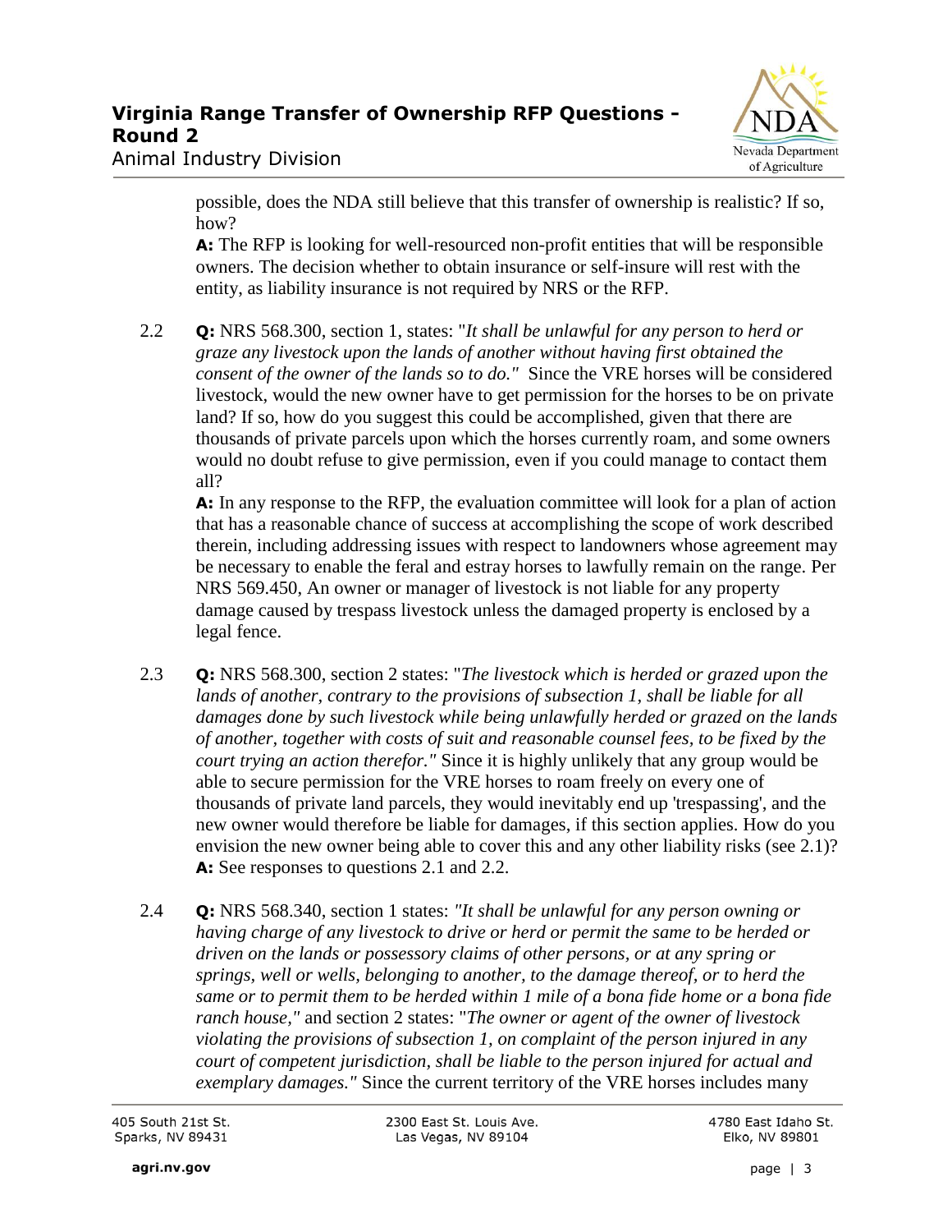possible, does the NDA still believe that this transfer of ownership is realistic? If so, how?

**A:** The RFP is looking for well-resourced non-profit entities that will be responsible owners. The decision whether to obtain insurance or self-insure will rest with the entity, as liability insurance is not required by NRS or the RFP.

2.2 **Q:** NRS 568.300, section 1, states: "*It shall be unlawful for any person to herd or graze any livestock upon the lands of another without having first obtained the consent of the owner of the lands so to do."* Since the VRE horses will be considered livestock, would the new owner have to get permission for the horses to be on private land? If so, how do you suggest this could be accomplished, given that there are thousands of private parcels upon which the horses currently roam, and some owners would no doubt refuse to give permission, even if you could manage to contact them all?

**A:** In any response to the RFP, the evaluation committee will look for a plan of action that has a reasonable chance of success at accomplishing the scope of work described therein, including addressing issues with respect to landowners whose agreement may be necessary to enable the feral and estray horses to lawfully remain on the range. Per NRS 569.450, An owner or manager of livestock is not liable for any property damage caused by trespass livestock unless the damaged property is enclosed by a legal fence.

2.3 **Q:** NRS 568.300, section 2 states: "*The livestock which is herded or grazed upon the lands of another, contrary to the provisions of subsection 1, shall be liable for all damages done by such livestock while being unlawfully herded or grazed on the lands of another, together with costs of suit and reasonable counsel fees, to be fixed by the court trying an action therefor."* Since it is highly unlikely that any group would be able to secure permission for the VRE horses to roam freely on every one of thousands of private land parcels, they would inevitably end up 'trespassing', and the new owner would therefore be liable for damages, if this section applies. How do you envision the new owner being able to cover this and any other liability risks (see 2.1)?

**A:** See responses to questions 2.1 and 2.2.

2.4 **Q:** NRS 568.340, section 1 states: *"It shall be unlawful for any person owning or having charge of any livestock to drive or herd or permit the same to be herded or driven on the lands or possessory claims of other persons, or at any spring or springs, well or wells, belonging to another, to the damage thereof, or to herd the same or to permit them to be herded within 1 mile of a bona fide home or a bona fide ranch house,"* and section 2 states: "*The owner or agent of the owner of livestock violating the provisions of subsection 1, on complaint of the person injured in any court of competent jurisdiction, shall be liable to the person injured for actual and exemplary damages."* Since the current territory of the VRE horses includes many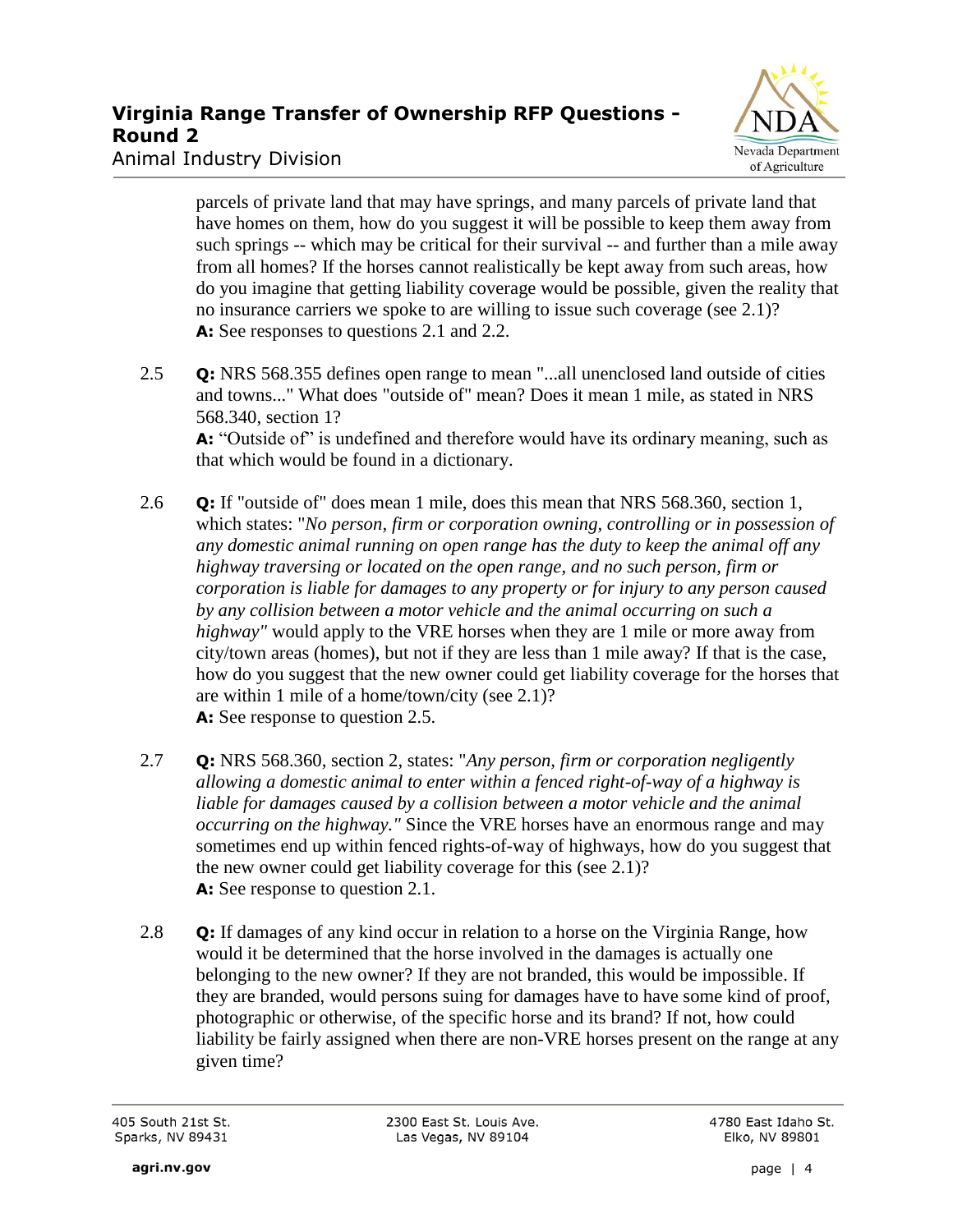parcels of private land that may have springs, and many parcels of private land that have homes on them, how do you suggest it will be possible to keep them away from such springs -- which may be critical for their survival -- and further than a mile away from all homes? If the horses cannot realistically be kept away from such areas, how do you imagine that getting liability coverage would be possible, given the reality that no insurance carriers we spoke to are willing to issue such coverage (see 2.1)?
**A:** See responses to questions 2.1 and 2.2.

2.5 **Q:** NRS 568.355 defines open range to mean "...all unenclosed land outside of cities and towns..." What does "outside of" mean? Does it mean 1 mile, as stated in NRS 568.340, section 1?
**A:** "Outside of" is undefined and therefore would have its ordinary meaning, such as that which would be found in a dictionary.

2.6 **Q:** If "outside of" does mean 1 mile, does this mean that NRS 568.360, section 1, which states: "*No person, firm or corporation owning, controlling or in possession of any domestic animal running on open range has the duty to keep the animal off any highway traversing or located on the open range, and no such person, firm or corporation is liable for damages to any property or for injury to any person caused by any collision between a motor vehicle and the animal occurring on such a highway*" would apply to the VRE horses when they are 1 mile or more away from city/town areas (homes), but not if they are less than 1 mile away? If that is the case, how do you suggest that the new owner could get liability coverage for the horses that are within 1 mile of a home/town/city (see 2.1)?
**A:** See response to question 2.5.

2.7 **Q:** NRS 568.360, section 2, states: "*Any person, firm or corporation negligently allowing a domestic animal to enter within a fenced right-of-way of a highway is liable for damages caused by a collision between a motor vehicle and the animal occurring on the highway.*" Since the VRE horses have an enormous range and may sometimes end up within fenced rights-of-way of highways, how do you suggest that the new owner could get liability coverage for this (see 2.1)?
**A:** See response to question 2.1.

2.8 **Q:** If damages of any kind occur in relation to a horse on the Virginia Range, how would it be determined that the horse involved in the damages is actually one belonging to the new owner? If they are not branded, this would be impossible. If they are branded, would persons suing for damages have to have some kind of proof, photographic or otherwise, of the specific horse and its brand? If not, how could liability be fairly assigned when there are non-VRE horses present on the range at any given time?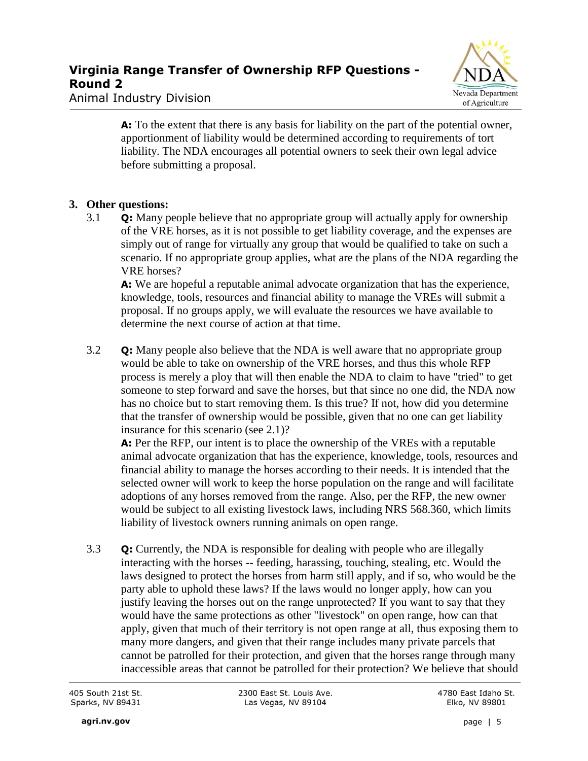**A:** To the extent that there is any basis for liability on the part of the potential owner, apportionment of liability would be determined according to requirements of tort liability. The NDA encourages all potential owners to seek their own legal advice before submitting a proposal.

## 3. Other questions:

3.1 **Q:** Many people believe that no appropriate group will actually apply for ownership of the VRE horses, as it is not possible to get liability coverage, and the expenses are simply out of range for virtually any group that would be qualified to take on such a scenario. If no appropriate group applies, what are the plans of the NDA regarding the VRE horses?

**A:** We are hopeful a reputable animal advocate organization that has the experience, knowledge, tools, resources and financial ability to manage the VREs will submit a proposal. If no groups apply, we will evaluate the resources we have available to determine the next course of action at that time.

3.2 **Q:** Many people also believe that the NDA is well aware that no appropriate group would be able to take on ownership of the VRE horses, and thus this whole RFP process is merely a ploy that will then enable the NDA to claim to have "tried" to get someone to step forward and save the horses, but that since no one did, the NDA now has no choice but to start removing them. Is this true? If not, how did you determine that the transfer of ownership would be possible, given that no one can get liability insurance for this scenario (see 2.1)?

**A:** Per the RFP, our intent is to place the ownership of the VREs with a reputable animal advocate organization that has the experience, knowledge, tools, resources and financial ability to manage the horses according to their needs. It is intended that the selected owner will work to keep the horse population on the range and will facilitate adoptions of any horses removed from the range. Also, per the RFP, the new owner would be subject to all existing livestock laws, including NRS 568.360, which limits liability of livestock owners running animals on open range.

3.3 **Q:** Currently, the NDA is responsible for dealing with people who are illegally interacting with the horses -- feeding, harassing, touching, stealing, etc. Would the laws designed to protect the horses from harm still apply, and if so, who would be the party able to uphold these laws? If the laws would no longer apply, how can you justify leaving the horses out on the range unprotected? If you want to say that they would have the same protections as other "livestock" on open range, how can that apply, given that much of their territory is not open range at all, thus exposing them to many more dangers, and given that their range includes many private parcels that cannot be patrolled for their protection, and given that the horses range through many inaccessible areas that cannot be patrolled for their protection? We believe that should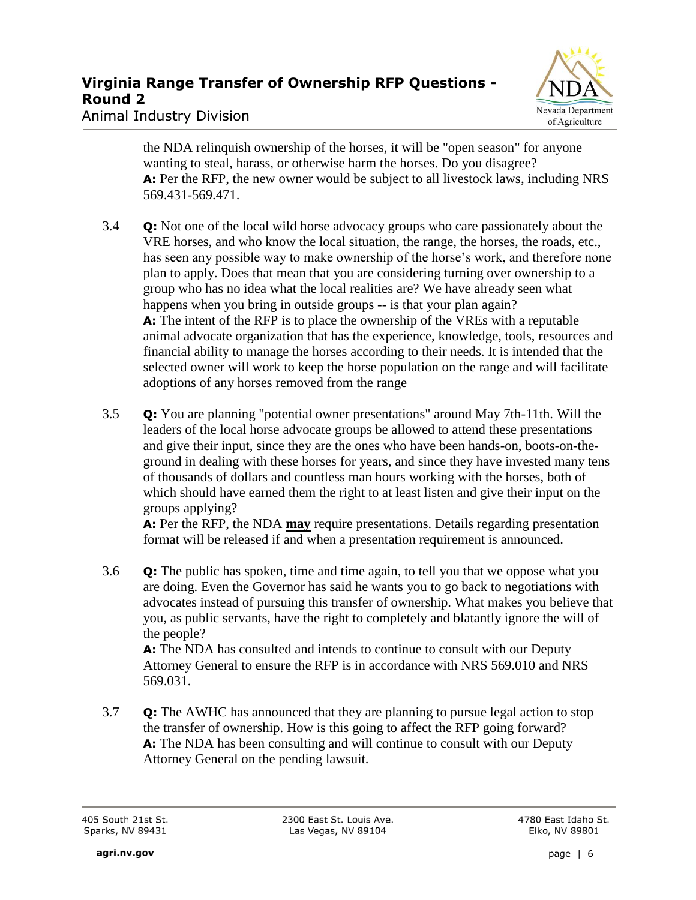the NDA relinquish ownership of the horses, it will be "open season" for anyone wanting to steal, harass, or otherwise harm the horses. Do you disagree?
**A:** Per the RFP, the new owner would be subject to all livestock laws, including NRS 569.431-569.471.

3.4 **Q:** Not one of the local wild horse advocacy groups who care passionately about the VRE horses, and who know the local situation, the range, the horses, the roads, etc., has seen any possible way to make ownership of the horse's work, and therefore none plan to apply. Does that mean that you are considering turning over ownership to a group who has no idea what the local realities are? We have already seen what happens when you bring in outside groups -- is that your plan again?
**A:** The intent of the RFP is to place the ownership of the VREs with a reputable animal advocate organization that has the experience, knowledge, tools, resources and financial ability to manage the horses according to their needs. It is intended that the selected owner will work to keep the horse population on the range and will facilitate adoptions of any horses removed from the range

3.5 **Q:** You are planning "potential owner presentations" around May 7th-11th. Will the leaders of the local horse advocate groups be allowed to attend these presentations and give their input, since they are the ones who have been hands-on, boots-on-the-ground in dealing with these horses for years, and since they have invested many tens of thousands of dollars and countless man hours working with the horses, both of which should have earned them the right to at least listen and give their input on the groups applying?
**A:** Per the RFP, the NDA **may** require presentations. Details regarding presentation format will be released if and when a presentation requirement is announced.

3.6 **Q:** The public has spoken, time and time again, to tell you that we oppose what you are doing. Even the Governor has said he wants you to go back to negotiations with advocates instead of pursuing this transfer of ownership. What makes you believe that you, as public servants, have the right to completely and blatantly ignore the will of the people?
**A:** The NDA has consulted and intends to continue to consult with our Deputy Attorney General to ensure the RFP is in accordance with NRS 569.010 and NRS 569.031.

3.7 **Q:** The AWHC has announced that they are planning to pursue legal action to stop the transfer of ownership. How is this going to affect the RFP going forward?
**A:** The NDA has been consulting and will continue to consult with our Deputy Attorney General on the pending lawsuit.